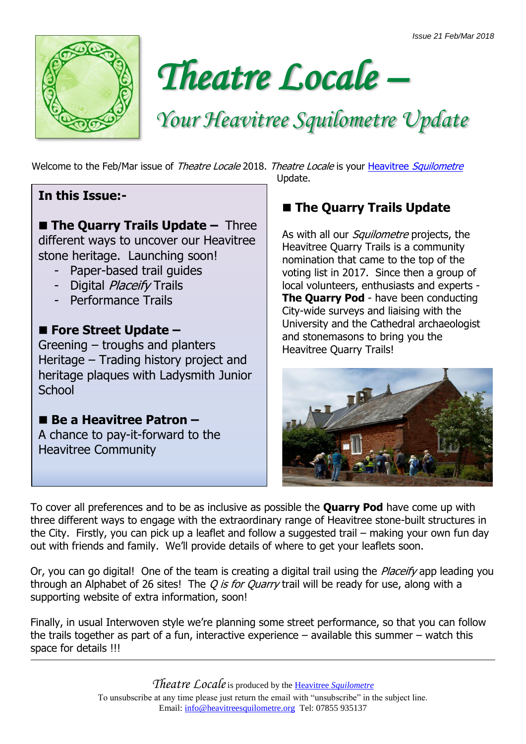Issue 21 Feb/Mar 2018

# Theatre Locale –

## Your Heavitree Squilometre Update

Welcome to the Feb/Mar issue of *Theatre Locale* 2018. *Theatre Locale* is your Heavitree *Squilometre* Update.

**In this Issue:-**

■ **The Quarry Trails Update –** Three different ways to uncover our Heavitree stone heritage. Launching soon!

- Paper-based trail guides
- Digital *Placeify* Trails
- Performance Trails

■ **Fore Street Update –**
Greening – troughs and planters
Heritage – Trading history project and heritage plaques with Ladysmith Junior School

■ **Be a Heavitree Patron –**
A chance to pay-it-forward to the Heavitree Community

### ■ The Quarry Trails Update

As with all our *Squilometre* projects, the Heavitree Quarry Trails is a community nomination that came to the top of the voting list in 2017. Since then a group of local volunteers, enthusiasts and experts - **The Quarry Pod** - have been conducting City-wide surveys and liaising with the University and the Cathedral archaeologist and stonemasons to bring you the Heavitree Quarry Trails!

To cover all preferences and to be as inclusive as possible the **Quarry Pod** have come up with three different ways to engage with the extraordinary range of Heavitree stone-built structures in the City. Firstly, you can pick up a leaflet and follow a suggested trail – making your own fun day out with friends and family. We'll provide details of where to get your leaflets soon.

Or, you can go digital! One of the team is creating a digital trail using the *Placeify* app leading you through an Alphabet of 26 sites! The *Q is for Quarry* trail will be ready for use, along with a supporting website of extra information, soon!

Finally, in usual Interwoven style we're planning some street performance, so that you can follow the trails together as part of a fun, interactive experience – available this summer – watch this space for details !!!

---

*Theatre Locale* is produced by the Heavitree *Squilometre*
To unsubscribe at any time please just return the email with "unsubscribe" in the subject line.
Email: info@heavitreesquilometre.org Tel: 07855 935137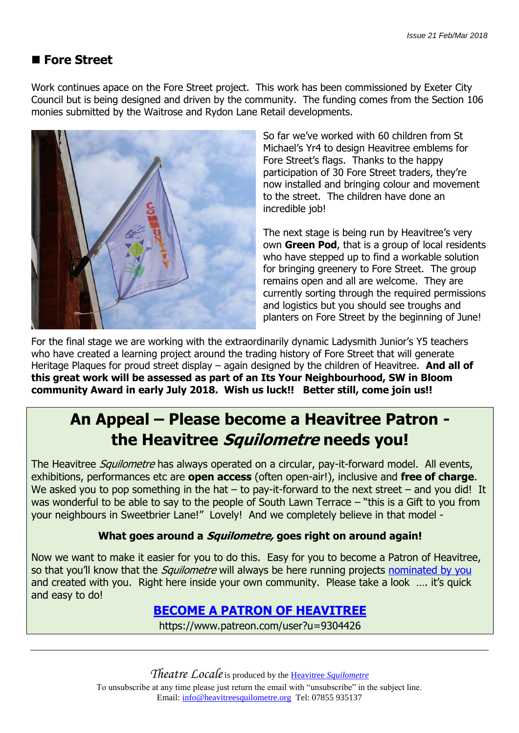## ■ Fore Street

Work continues apace on the Fore Street project. This work has been commissioned by Exeter City Council but is being designed and driven by the community. The funding comes from the Section 106 monies submitted by the Waitrose and Rydon Lane Retail developments.

So far we've worked with 60 children from St Michael's Yr4 to design Heavitree emblems for Fore Street's flags. Thanks to the happy participation of 30 Fore Street traders, they're now installed and bringing colour and movement to the street. The children have done an incredible job!

The next stage is being run by Heavitree's very own **Green Pod**, that is a group of local residents who have stepped up to find a workable solution for bringing greenery to Fore Street. The group remains open and all are welcome. They are currently sorting through the required permissions and logistics but you should see troughs and planters on Fore Street by the beginning of June!

For the final stage we are working with the extraordinarily dynamic Ladysmith Junior's Y5 teachers who have created a learning project around the trading history of Fore Street that will generate Heritage Plaques for proud street display – again designed by the children of Heavitree. **And all of this great work will be assessed as part of an Its Your Neighbourhood, SW in Bloom community Award in early July 2018. Wish us luck!! Better still, come join us!!**

## An Appeal – Please become a Heavitree Patron - the Heavitree *Squilometre* needs you!

The Heavitree *Squilometre* has always operated on a circular, pay-it-forward model. All events, exhibitions, performances etc are **open access** (often open-air!), inclusive and **free of charge**. We asked you to pop something in the hat – to pay-it-forward to the next street – and you did! It was wonderful to be able to say to the people of South Lawn Terrace – "this is a Gift to you from your neighbours in Sweetbrier Lane!" Lovely! And we completely believe in that model -

**What goes around a *Squilometre,* goes right on around again!**

Now we want to make it easier for you to do this. Easy for you to become a Patron of Heavitree, so that you'll know that the *Squilometre* will always be here running projects nominated by you and created with you. Right here inside your own community. Please take a look …. it's quick and easy to do!

**BECOME A PATRON OF HEAVITREE**

https://www.patreon.com/user?u=9304426

---

*Theatre Locale* is produced by the Heavitree *Squilometre*

To unsubscribe at any time please just return the email with "unsubscribe" in the subject line.
Email: info@heavitreesquilometre.org Tel: 07855 935137